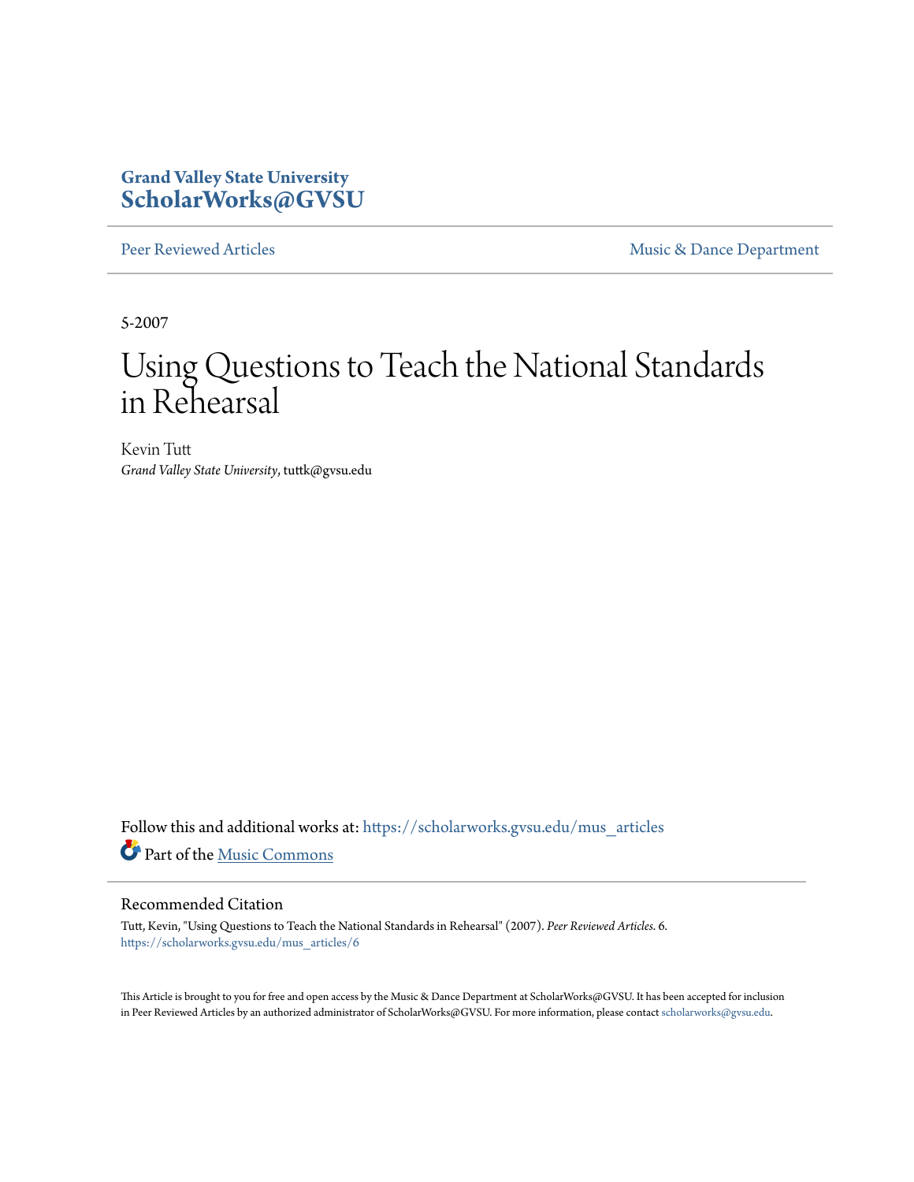Grand Valley State University
**ScholarWorks@GVSU**

Peer Reviewed Articles | Music & Dance Department

5-2007

# Using Questions to Teach the National Standards in Rehearsal

Kevin Tutt
*Grand Valley State University*, tuttk@gvsu.edu

Follow this and additional works at: https://scholarworks.gvsu.edu/mus_articles

Part of the Music Commons

## Recommended Citation

Tutt, Kevin, "Using Questions to Teach the National Standards in Rehearsal" (2007). *Peer Reviewed Articles*. 6.
https://scholarworks.gvsu.edu/mus_articles/6

This Article is brought to you for free and open access by the Music & Dance Department at ScholarWorks@GVSU. It has been accepted for inclusion in Peer Reviewed Articles by an authorized administrator of ScholarWorks@GVSU. For more information, please contact scholarworks@gvsu.edu.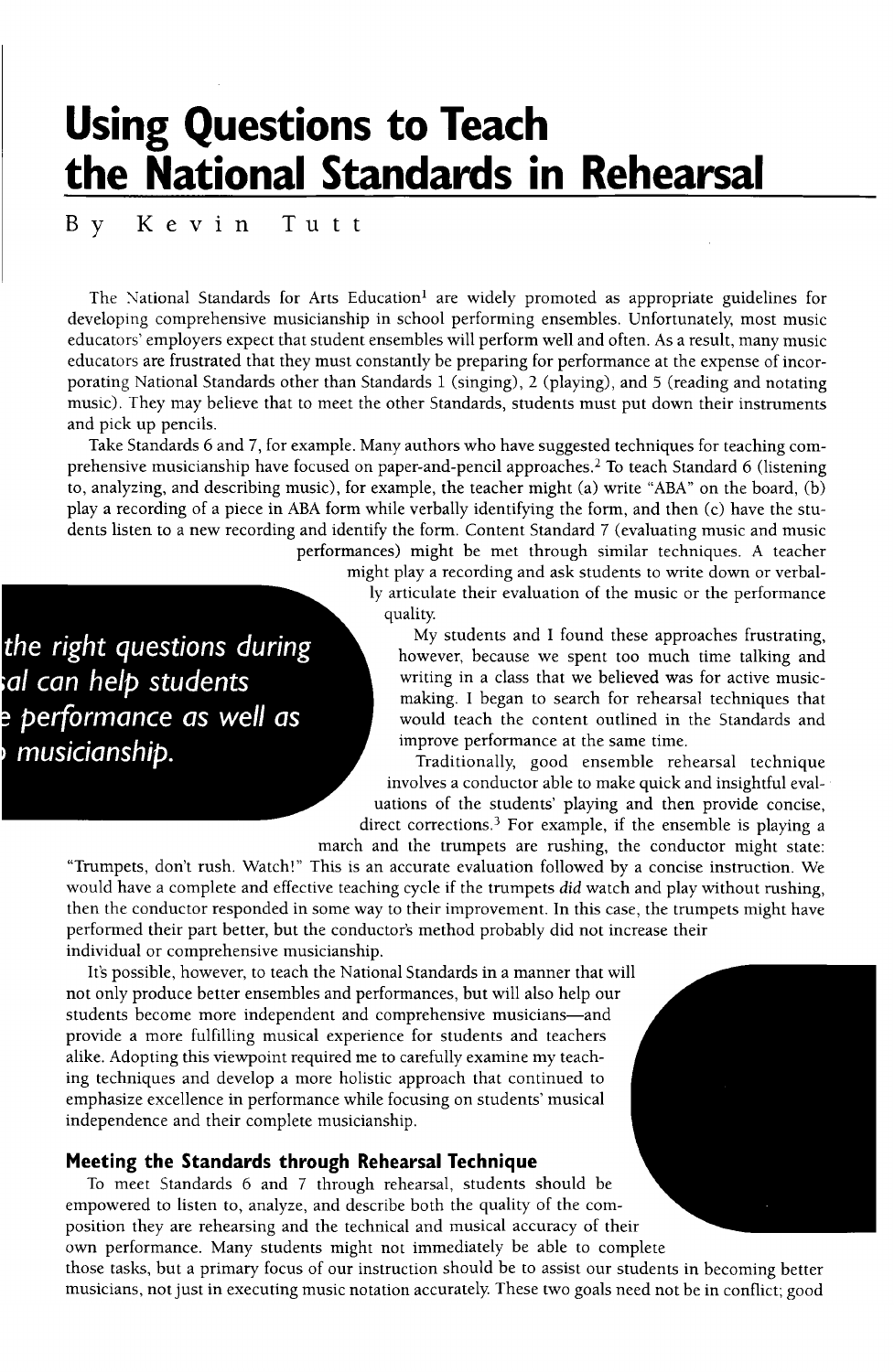# Using Questions to Teach the National Standards in Rehearsal

By Kevin Tutt

The National Standards for Arts Education[1] are widely promoted as appropriate guidelines for developing comprehensive musicianship in school performing ensembles. Unfortunately, most music educators' employers expect that student ensembles will perform well and often. As a result, many music educators are frustrated that they must constantly be preparing for performance at the expense of incorporating National Standards other than Standards 1 (singing), 2 (playing), and 5 (reading and notating music). They may believe that to meet the other Standards, students must put down their instruments and pick up pencils.

Take Standards 6 and 7, for example. Many authors who have suggested techniques for teaching comprehensive musicianship have focused on paper-and-pencil approaches.[2] To teach Standard 6 (listening to, analyzing, and describing music), for example, the teacher might (a) write "ABA" on the board, (b) play a recording of a piece in ABA form while verbally identifying the form, and then (c) have the students listen to a new recording and identify the form. Content Standard 7 (evaluating music and music performances) might be met through similar techniques. A teacher might play a recording and ask students to write down or verbally articulate their evaluation of the music or the performance quality.

*...the right questions during ...al can help students ...e performance as well as ... musicianship.*

My students and I found these approaches frustrating, however, because we spent too much time talking and writing in a class that we believed was for active music-making. I began to search for rehearsal techniques that would teach the content outlined in the Standards and improve performance at the same time.

Traditionally, good ensemble rehearsal technique involves a conductor able to make quick and insightful evaluations of the students' playing and then provide concise, direct corrections.[3] For example, if the ensemble is playing a march and the trumpets are rushing, the conductor might state: "Trumpets, don't rush. Watch!" This is an accurate evaluation followed by a concise instruction. We would have a complete and effective teaching cycle if the trumpets *did* watch and play without rushing, then the conductor responded in some way to their improvement. In this case, the trumpets might have performed their part better, but the conductor's method probably did not increase their individual or comprehensive musicianship.

It's possible, however, to teach the National Standards in a manner that will not only produce better ensembles and performances, but will also help our students become more independent and comprehensive musicians—and provide a more fulfilling musical experience for students and teachers alike. Adopting this viewpoint required me to carefully examine my teaching techniques and develop a more holistic approach that continued to emphasize excellence in performance while focusing on students' musical independence and their complete musicianship.

### Meeting the Standards through Rehearsal Technique

To meet Standards 6 and 7 through rehearsal, students should be empowered to listen to, analyze, and describe both the quality of the composition they are rehearsing and the technical and musical accuracy of their own performance. Many students might not immediately be able to complete those tasks, but a primary focus of our instruction should be to assist our students in becoming better musicians, not just in executing music notation accurately. These two goals need not be in conflict; good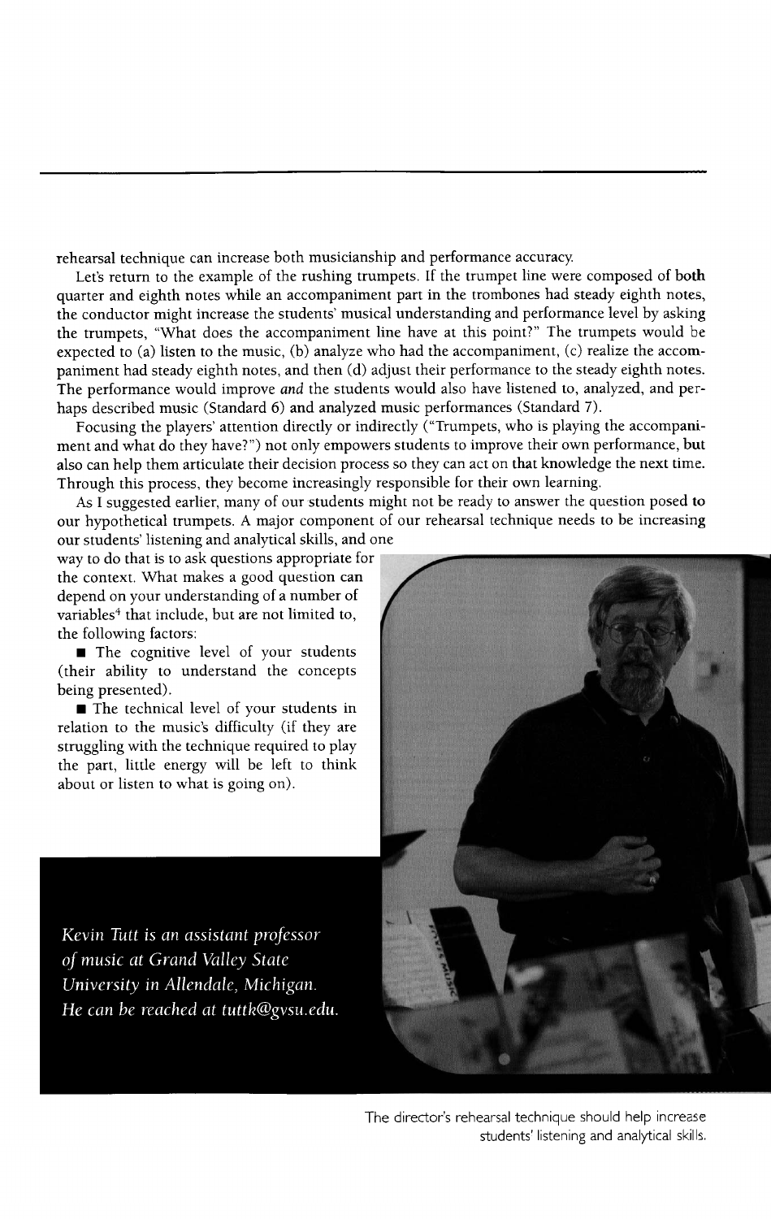rehearsal technique can increase both musicianship and performance accuracy.

Let's return to the example of the rushing trumpets. If the trumpet line were composed of both quarter and eighth notes while an accompaniment part in the trombones had steady eighth notes, the conductor might increase the students' musical understanding and performance level by asking the trumpets, "What does the accompaniment line have at this point?" The trumpets would be expected to (a) listen to the music, (b) analyze who had the accompaniment, (c) realize the accompaniment had steady eighth notes, and then (d) adjust their performance to the steady eighth notes. The performance would improve *and* the students would also have listened to, analyzed, and perhaps described music (Standard 6) and analyzed music performances (Standard 7).

Focusing the players' attention directly or indirectly ("Trumpets, who is playing the accompaniment and what do they have?") not only empowers students to improve their own performance, but also can help them articulate their decision process so they can act on that knowledge the next time. Through this process, they become increasingly responsible for their own learning.

As I suggested earlier, many of our students might not be ready to answer the question posed to our hypothetical trumpets. A major component of our rehearsal technique needs to be increasing our students' listening and analytical skills, and one way to do that is to ask questions appropriate for the context. What makes a good question can depend on your understanding of a number of variables[4] that include, but are not limited to, the following factors:

- The cognitive level of your students (their ability to understand the concepts being presented).
- The technical level of your students in relation to the music's difficulty (if they are struggling with the technique required to play the part, little energy will be left to think about or listen to what is going on).

*Kevin Tutt is an assistant professor of music at Grand Valley State University in Allendale, Michigan. He can be reached at tuttk@gvsu.edu.*

The director's rehearsal technique should help increase students' listening and analytical skills.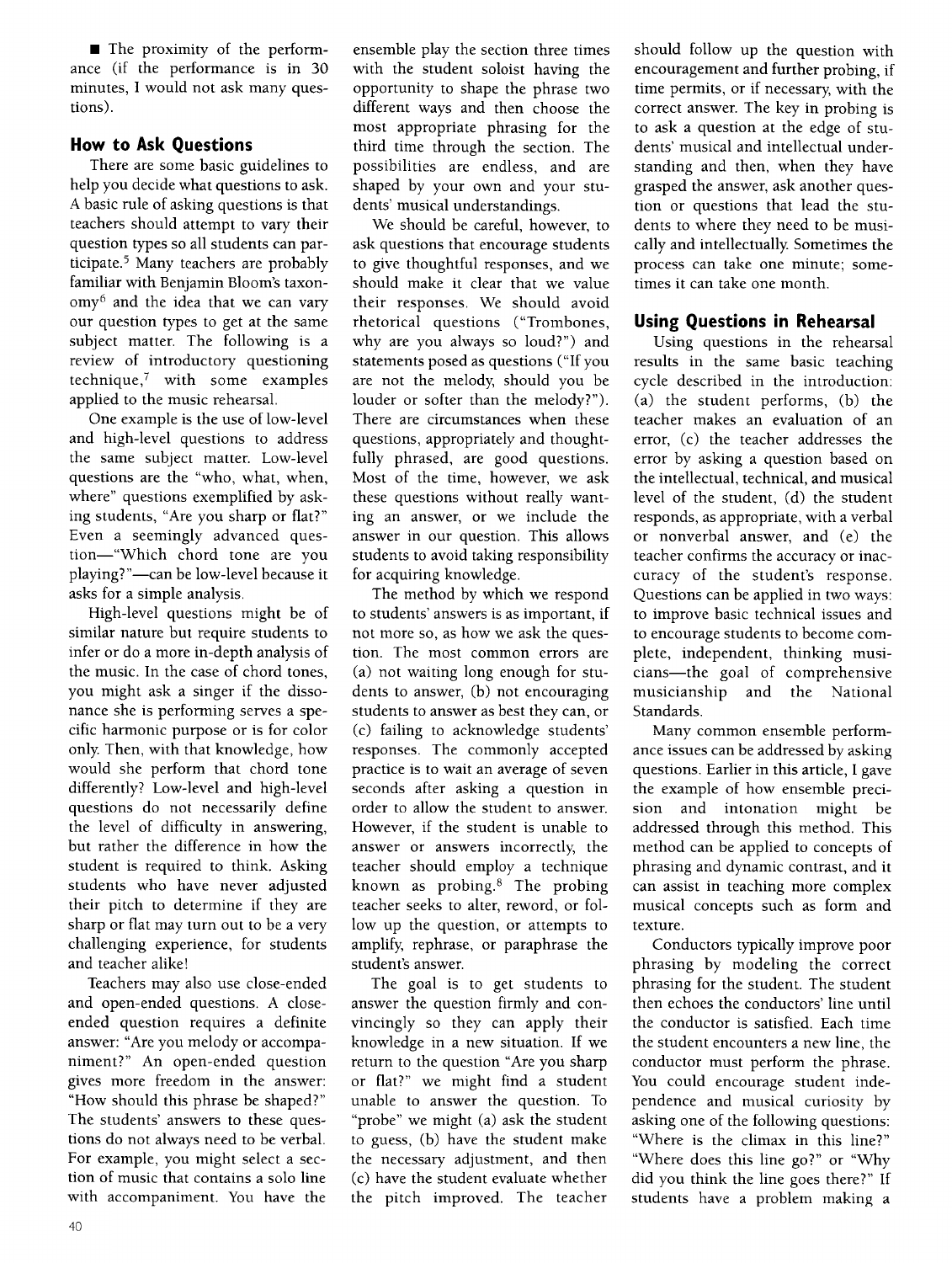- The proximity of the performance (if the performance is in 30 minutes, I would not ask many questions).

## How to Ask Questions

There are some basic guidelines to help you decide what questions to ask. A basic rule of asking questions is that teachers should attempt to vary their question types so all students can participate.[5] Many teachers are probably familiar with Benjamin Bloom's taxonomy[6] and the idea that we can vary our question types to get at the same subject matter. The following is a review of introductory questioning technique,[7] with some examples applied to the music rehearsal.

One example is the use of low-level and high-level questions to address the same subject matter. Low-level questions are the "who, what, when, where" questions exemplified by asking students, "Are you sharp or flat?" Even a seemingly advanced question—"Which chord tone are you playing?"—can be low-level because it asks for a simple analysis.

High-level questions might be of similar nature but require students to infer or do a more in-depth analysis of the music. In the case of chord tones, you might ask a singer if the dissonance she is performing serves a specific harmonic purpose or is for color only. Then, with that knowledge, how would she perform that chord tone differently? Low-level and high-level questions do not necessarily define the level of difficulty in answering, but rather the difference in how the student is required to think. Asking students who have never adjusted their pitch to determine if they are sharp or flat may turn out to be a very challenging experience, for students and teacher alike!

Teachers may also use close-ended and open-ended questions. A close-ended question requires a definite answer: "Are you melody or accompaniment?" An open-ended question gives more freedom in the answer: "How should this phrase be shaped?" The students' answers to these questions do not always need to be verbal. For example, you might select a section of music that contains a solo line with accompaniment. You have the ensemble play the section three times with the student soloist having the opportunity to shape the phrase two different ways and then choose the most appropriate phrasing for the third time through the section. The possibilities are endless, and are shaped by your own and your students' musical understandings.

We should be careful, however, to ask questions that encourage students to give thoughtful responses, and we should make it clear that we value their responses. We should avoid rhetorical questions ("Trombones, why are you always so loud?") and statements posed as questions ("If you are not the melody, should you be louder or softer than the melody?"). There are circumstances when these questions, appropriately and thoughtfully phrased, are good questions. Most of the time, however, we ask these questions without really wanting an answer, or we include the answer in our question. This allows students to avoid taking responsibility for acquiring knowledge.

The method by which we respond to students' answers is as important, if not more so, as how we ask the question. The most common errors are (a) not waiting long enough for students to answer, (b) not encouraging students to answer as best they can, or (c) failing to acknowledge students' responses. The commonly accepted practice is to wait an average of seven seconds after asking a question in order to allow the student to answer. However, if the student is unable to answer or answers incorrectly, the teacher should employ a technique known as probing.[8] The probing teacher seeks to alter, reword, or follow up the question, or attempts to amplify, rephrase, or paraphrase the student's answer.

The goal is to get students to answer the question firmly and convincingly so they can apply their knowledge in a new situation. If we return to the question "Are you sharp or flat?" we might find a student unable to answer the question. To "probe" we might (a) ask the student to guess, (b) have the student make the necessary adjustment, and then (c) have the student evaluate whether the pitch improved. The teacher should follow up the question with encouragement and further probing, if time permits, or if necessary, with the correct answer. The key in probing is to ask a question at the edge of students' musical and intellectual understanding and then, when they have grasped the answer, ask another question or questions that lead the students to where they need to be musically and intellectually. Sometimes the process can take one minute; sometimes it can take one month.

## Using Questions in Rehearsal

Using questions in the rehearsal results in the same basic teaching cycle described in the introduction: (a) the student performs, (b) the teacher makes an evaluation of an error, (c) the teacher addresses the error by asking a question based on the intellectual, technical, and musical level of the student, (d) the student responds, as appropriate, with a verbal or nonverbal answer, and (e) the teacher confirms the accuracy or inaccuracy of the student's response. Questions can be applied in two ways: to improve basic technical issues and to encourage students to become complete, independent, thinking musicians—the goal of comprehensive musicianship and the National Standards.

Many common ensemble performance issues can be addressed by asking questions. Earlier in this article, I gave the example of how ensemble precision and intonation might be addressed through this method. This method can be applied to concepts of phrasing and dynamic contrast, and it can assist in teaching more complex musical concepts such as form and texture.

Conductors typically improve poor phrasing by modeling the correct phrasing for the student. The student then echoes the conductors' line until the conductor is satisfied. Each time the student encounters a new line, the conductor must perform the phrase. You could encourage student independence and musical curiosity by asking one of the following questions: "Where is the climax in this line?" "Where does this line go?" or "Why did you think the line goes there?" If students have a problem making a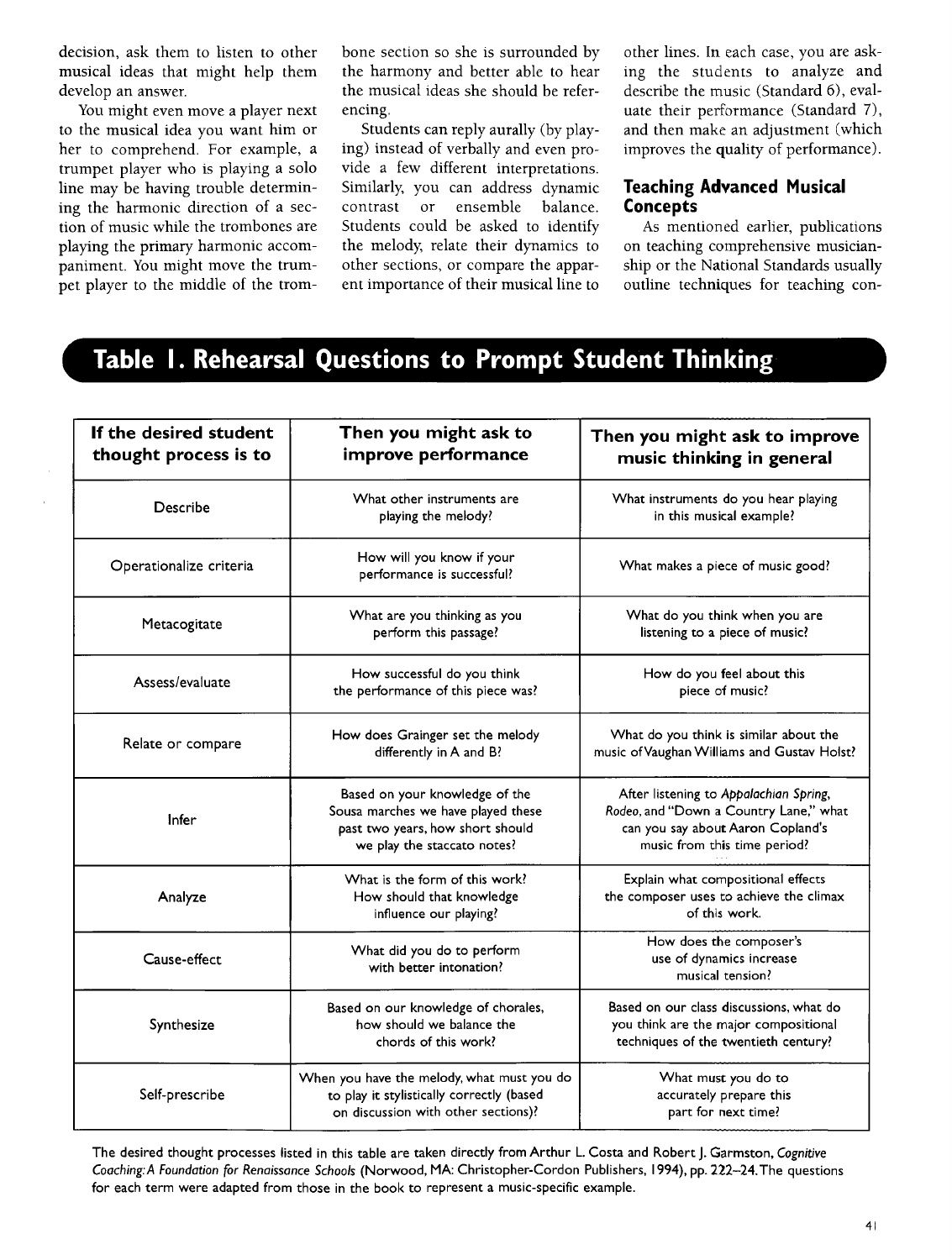decision, ask them to listen to other musical ideas that might help them develop an answer.

You might even move a player next to the musical idea you want him or her to comprehend. For example, a trumpet player who is playing a solo line may be having trouble determining the harmonic direction of a section of music while the trombones are playing the primary harmonic accompaniment. You might move the trumpet player to the middle of the trombone section so she is surrounded by the harmony and better able to hear the musical ideas she should be referencing.

Students can reply aurally (by playing) instead of verbally and even provide a few different interpretations. Similarly, you can address dynamic contrast or ensemble balance. Students could be asked to identify the melody, relate their dynamics to other sections, or compare the apparent importance of their musical line to other lines. In each case, you are asking the students to analyze and describe the music (Standard 6), evaluate their performance (Standard 7), and then make an adjustment (which improves the quality of performance).

### Teaching Advanced Musical Concepts

As mentioned earlier, publications on teaching comprehensive musicianship or the National Standards usually outline techniques for teaching con-

## Table 1. Rehearsal Questions to Prompt Student Thinking

| If the desired student thought process is to | Then you might ask to improve performance | Then you might ask to improve music thinking in general |
|---|---|---|
| Describe | What other instruments are playing the melody? | What instruments do you hear playing in this musical example? |
| Operationalize criteria | How will you know if your performance is successful? | What makes a piece of music good? |
| Metacogitate | What are you thinking as you perform this passage? | What do you think when you are listening to a piece of music? |
| Assess/evaluate | How successful do you think the performance of this piece was? | How do you feel about this piece of music? |
| Relate or compare | How does Grainger set the melody differently in A and B? | What do you think is similar about the music of Vaughan Williams and Gustav Holst? |
| Infer | Based on your knowledge of the Sousa marches we have played these past two years, how short should we play the staccato notes? | After listening to *Appalachian Spring*, *Rodeo*, and "Down a Country Lane," what can you say about Aaron Copland's music from this time period? |
| Analyze | What is the form of this work? How should that knowledge influence our playing? | Explain what compositional effects the composer uses to achieve the climax of this work. |
| Cause-effect | What did you do to perform with better intonation? | How does the composer's use of dynamics increase musical tension? |
| Synthesize | Based on our knowledge of chorales, how should we balance the chords of this work? | Based on our class discussions, what do you think are the major compositional techniques of the twentieth century? |
| Self-prescribe | When you have the melody, what must you do to play it stylistically correctly (based on discussion with other sections)? | What must you do to accurately prepare this part for next time? |

The desired thought processes listed in this table are taken directly from Arthur L. Costa and Robert J. Garmston, *Cognitive Coaching: A Foundation for Renaissance Schools* (Norwood, MA: Christopher-Cordon Publishers, 1994), pp. 222–24. The questions for each term were adapted from those in the book to represent a music-specific example.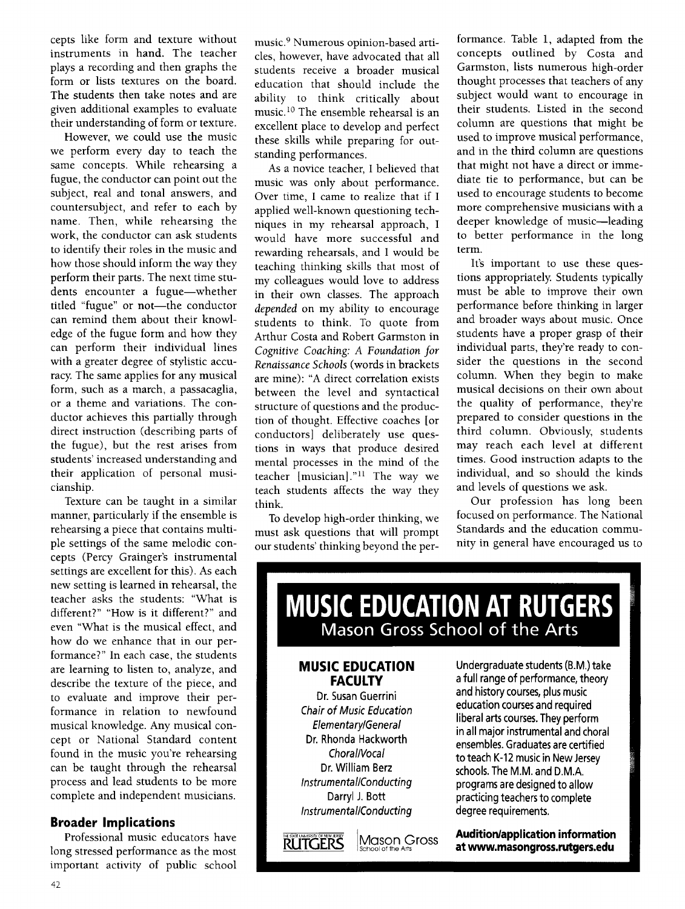cepts like form and texture without instruments in hand. The teacher plays a recording and then graphs the form or lists textures on the board. The students then take notes and are given additional examples to evaluate their understanding of form or texture.

However, we could use the music we perform every day to teach the same concepts. While rehearsing a fugue, the conductor can point out the subject, real and tonal answers, and countersubject, and refer to each by name. Then, while rehearsing the work, the conductor can ask students to identify their roles in the music and how those should inform the way they perform their parts. The next time students encounter a fugue—whether titled "fugue" or not—the conductor can remind them about their knowledge of the fugue form and how they can perform their individual lines with a greater degree of stylistic accuracy. The same applies for any musical form, such as a march, a passacaglia, or a theme and variations. The conductor achieves this partially through direct instruction (describing parts of the fugue), but the rest arises from students' increased understanding and their application of personal musicianship.

Texture can be taught in a similar manner, particularly if the ensemble is rehearsing a piece that contains multiple settings of the same melodic concepts (Percy Grainger's instrumental settings are excellent for this). As each new setting is learned in rehearsal, the teacher asks the students: "What is different?" "How is it different?" and even "What is the musical effect, and how do we enhance that in our performance?" In each case, the students are learning to listen to, analyze, and describe the texture of the piece, and to evaluate and improve their performance in relation to newfound musical knowledge. Any musical concept or National Standard content found in the music you're rehearsing can be taught through the rehearsal process and lead students to be more complete and independent musicians.

## Broader Implications

Professional music educators have long stressed performance as the most important activity of public school music.[9] Numerous opinion-based articles, however, have advocated that all students receive a broader musical education that should include the ability to think critically about music.[10] The ensemble rehearsal is an excellent place to develop and perfect these skills while preparing for outstanding performances.

As a novice teacher, I believed that music was only about performance. Over time, I came to realize that if I applied well-known questioning techniques in my rehearsal approach, I would have more successful and rewarding rehearsals, and I would be teaching thinking skills that most of my colleagues would love to address in their own classes. The approach *depended* on my ability to encourage students to think. To quote from Arthur Costa and Robert Garmston in *Cognitive Coaching: A Foundation for Renaissance Schools* (words in brackets are mine): "A direct correlation exists between the level and syntactical structure of questions and the production of thought. Effective coaches [or conductors] deliberately use questions in ways that produce desired mental processes in the mind of the teacher [musician]."[11] The way we teach students affects the way they think.

To develop high-order thinking, we must ask questions that will prompt our students' thinking beyond the performance. Table 1, adapted from the concepts outlined by Costa and Garmston, lists numerous high-order thought processes that teachers of any subject would want to encourage in their students. Listed in the second column are questions that might be used to improve musical performance, and in the third column are questions that might not have a direct or immediate tie to performance, but can be used to encourage students to become more comprehensive musicians with a deeper knowledge of music—leading to better performance in the long term.

It's important to use these questions appropriately. Students typically must be able to improve their own performance before thinking in larger and broader ways about music. Once students have a proper grasp of their individual parts, they're ready to consider the questions in the second column. When they begin to make musical decisions on their own about the quality of performance, they're prepared to consider questions in the third column. Obviously, students may reach each level at different times. Good instruction adapts to the individual, and so should the kinds and levels of questions we ask.

Our profession has long been focused on performance. The National Standards and the education community in general have encouraged us to

**MUSIC EDUCATION AT RUTGERS**
Mason Gross School of the Arts

**MUSIC EDUCATION FACULTY**
Dr. Susan Guerrini
*Chair of Music Education*
*Elementary/General*
Dr. Rhonda Hackworth
*Choral/Vocal*
Dr. William Berz
*Instrumental/Conducting*
Darryl J. Bott
*Instrumental/Conducting*

Undergraduate students (B.M.) take a full range of performance, theory and history courses, plus music education courses and required liberal arts courses. They perform in all major instrumental and choral ensembles. Graduates are certified to teach K-12 music in New Jersey schools. The M.M. and D.M.A. programs are designed to allow practicing teachers to complete degree requirements.

THE STATE UNIVERSITY OF NEW JERSEY RUTGERS | Mason Gross School of the Arts

**Audition/application information at www.masongross.rutgers.edu**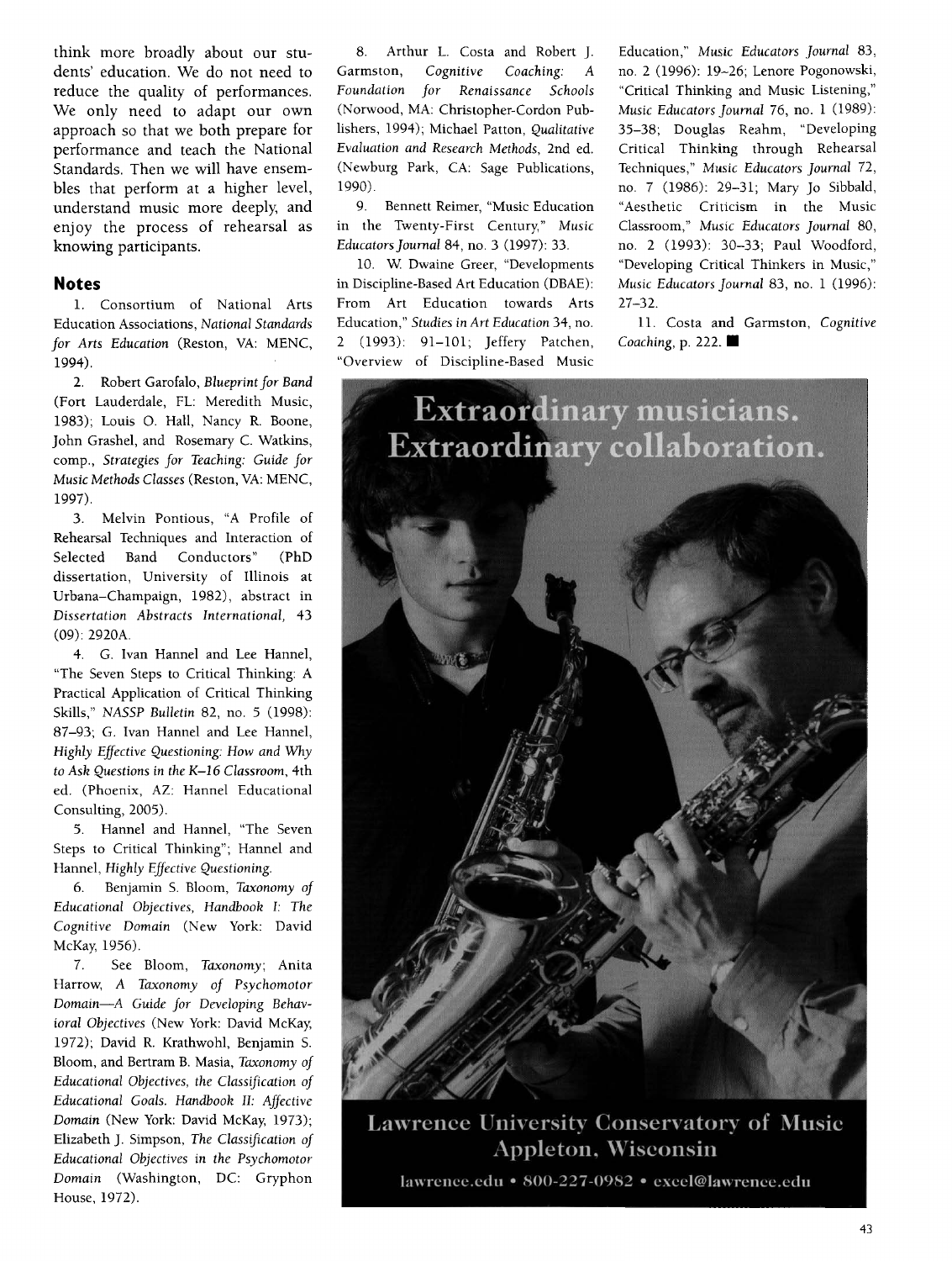think more broadly about our students' education. We do not need to reduce the quality of performances. We only need to adapt our own approach so that we both prepare for performance and teach the National Standards. Then we will have ensembles that perform at a higher level, understand music more deeply, and enjoy the process of rehearsal as knowing participants.

## Notes

1. Consortium of National Arts Education Associations, *National Standards for Arts Education* (Reston, VA: MENC, 1994).

2. Robert Garofalo, *Blueprint for Band* (Fort Lauderdale, FL: Meredith Music, 1983); Louis O. Hall, Nancy R. Boone, John Grashel, and Rosemary C. Watkins, comp., *Strategies for Teaching: Guide for Music Methods Classes* (Reston, VA: MENC, 1997).

3. Melvin Pontious, "A Profile of Rehearsal Techniques and Interaction of Selected Band Conductors" (PhD dissertation, University of Illinois at Urbana–Champaign, 1982), abstract in *Dissertation Abstracts International*, 43 (09): 2920A.

4. G. Ivan Hannel and Lee Hannel, "The Seven Steps to Critical Thinking: A Practical Application of Critical Thinking Skills," *NASSP Bulletin* 82, no. 5 (1998): 87–93; G. Ivan Hannel and Lee Hannel, *Highly Effective Questioning: How and Why to Ask Questions in the K–16 Classroom*, 4th ed. (Phoenix, AZ: Hannel Educational Consulting, 2005).

5. Hannel and Hannel, "The Seven Steps to Critical Thinking"; Hannel and Hannel, *Highly Effective Questioning*.

6. Benjamin S. Bloom, *Taxonomy of Educational Objectives, Handbook I: The Cognitive Domain* (New York: David McKay, 1956).

7. See Bloom, *Taxonomy*; Anita Harrow, *A Taxonomy of Psychomotor Domain—A Guide for Developing Behavioral Objectives* (New York: David McKay, 1972); David R. Krathwohl, Benjamin S. Bloom, and Bertram B. Masia, *Taxonomy of Educational Objectives, the Classification of Educational Goals. Handbook II: Affective Domain* (New York: David McKay, 1973); Elizabeth J. Simpson, *The Classification of Educational Objectives in the Psychomotor Domain* (Washington, DC: Gryphon House, 1972).

8. Arthur L. Costa and Robert J. Garmston, *Cognitive Coaching: A Foundation for Renaissance Schools* (Norwood, MA: Christopher-Gordon Publishers, 1994); Michael Patton, *Qualitative Evaluation and Research Methods*, 2nd ed. (Newburg Park, CA: Sage Publications, 1990).

9. Bennett Reimer, "Music Education in the Twenty-First Century," *Music Educators Journal* 84, no. 3 (1997): 33.

10. W. Dwaine Greer, "Developments in Discipline-Based Art Education (DBAE): From Art Education towards Arts Education," *Studies in Art Education* 34, no. 2 (1993): 91–101; Jeffery Patchen, "Overview of Discipline-Based Music Education," *Music Educators Journal* 83, no. 2 (1996): 19–26; Lenore Pogonowski, "Critical Thinking and Music Listening," *Music Educators Journal* 76, no. 1 (1989): 35–38; Douglas Reahm, "Developing Critical Thinking through Rehearsal Techniques," *Music Educators Journal* 72, no. 7 (1986): 29–31; Mary Jo Sibbald, "Aesthetic Criticism in the Music Classroom," *Music Educators Journal* 80, no. 2 (1993): 30–33; Paul Woodford, "Developing Critical Thinkers in Music," *Music Educators Journal* 83, no. 1 (1996): 27–32.

11. Costa and Garmston, *Cognitive Coaching*, p. 222. ■

Extraordinary musicians.
Extraordinary collaboration.

Lawrence University Conservatory of Music
Appleton, Wisconsin

lawrence.edu • 800-227-0982 • excel@lawrence.edu